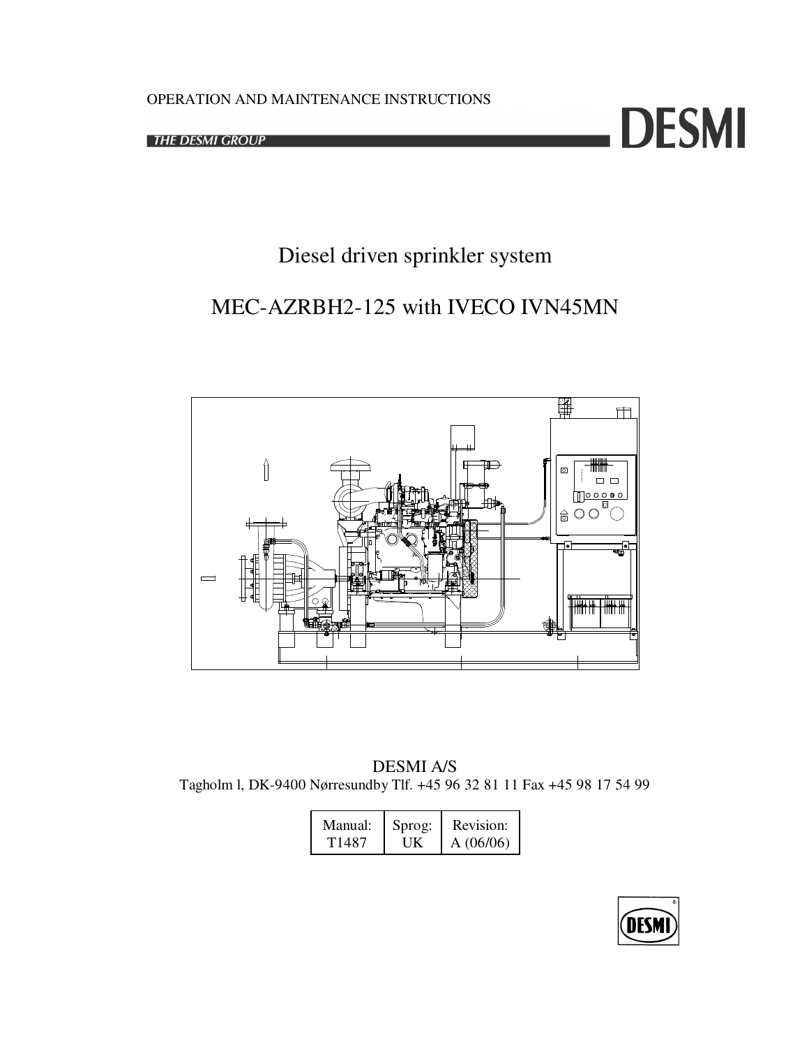OPERATION AND MAINTENANCE INSTRUCTIONS

THE DESMI GROUP

DESMI

# Diesel driven sprinkler system

# MEC-AZRBH2-125 with IVECO IVN45MN

DESMI A/S
Tagholm l, DK-9400 Nørresundby Tlf. +45 96 32 81 11 Fax +45 98 17 54 99

| Manual: | Sprog: | Revision: |
|---|---|---|
| T1487 | UK | A (06/06) |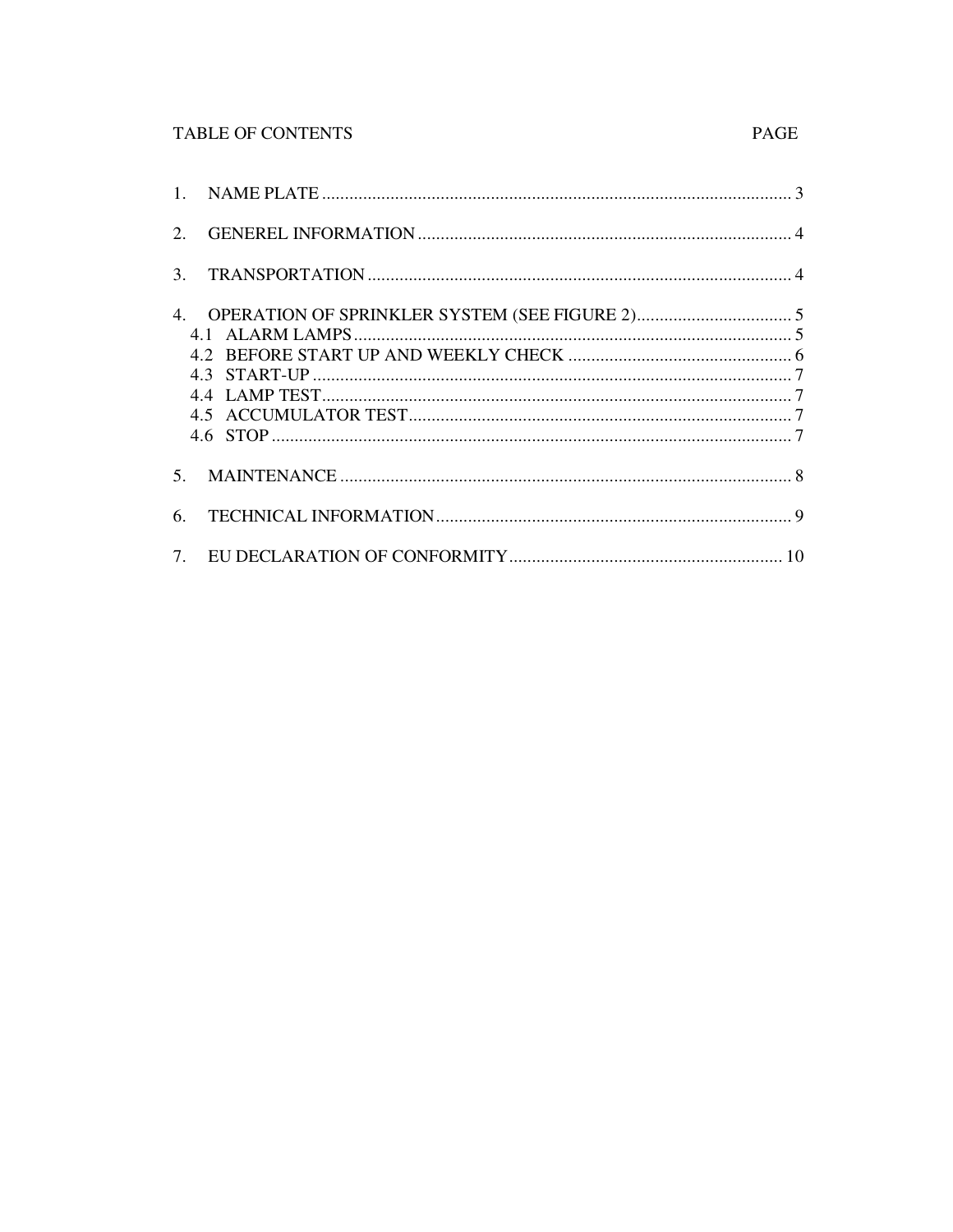TABLE OF CONTENTS PAGE

1. NAME PLATE ........................................................................................................ 3
2. GENEREL INFORMATION .................................................................................. 4
3. TRANSPORTATION ............................................................................................. 4
4. OPERATION OF SPRINKLER SYSTEM (SEE FIGURE 2).................................. 5
   - 4.1 ALARM LAMPS ................................................................................................ 5
   - 4.2 BEFORE START UP AND WEEKLY CHECK ................................................. 6
   - 4.3 START-UP .......................................................................................................... 7
   - 4.4 LAMP TEST........................................................................................................ 7
   - 4.5 ACCUMULATOR TEST..................................................................................... 7
   - 4.6 STOP ................................................................................................................... 7
5. MAINTENANCE .................................................................................................... 8
6. TECHNICAL INFORMATION.............................................................................. 9
7. EU DECLARATION OF CONFORMITY............................................................ 10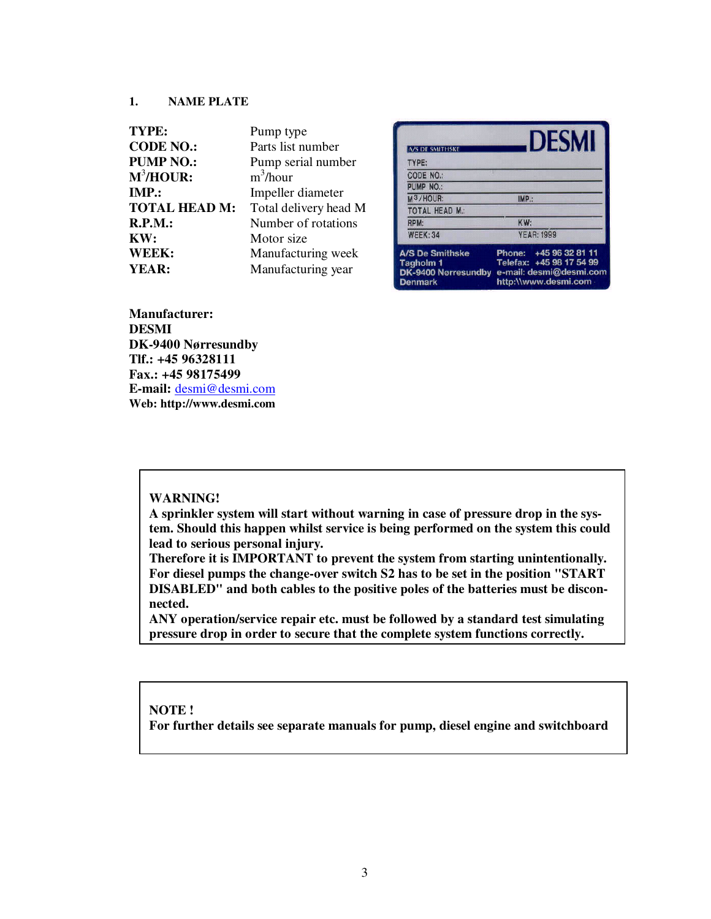## 1. NAME PLATE

| | |
|---|---|
| **TYPE:** | Pump type |
| **CODE NO.:** | Parts list number |
| **PUMP NO.:** | Pump serial number |
| **M$^3$/HOUR:** | m$^3$/hour |
| **IMP.:** | Impeller diameter |
| **TOTAL HEAD M:** | Total delivery head M |
| **R.P.M.:** | Number of rotations |
| **KW:** | Motor size |
| **WEEK:** | Manufacturing week |
| **YEAR:** | Manufacturing year |

**Manufacturer:**
**DESMI**
**DK-9400 Nørresundby**
**Tlf.: +45 96328111**
**Fax.: +45 98175499**
**E-mail:** desmi@desmi.com
**Web: http://www.desmi.com**

> **WARNING!**
> **A sprinkler system will start without warning in case of pressure drop in the system. Should this happen whilst service is being performed on the system this could lead to serious personal injury.**
> **Therefore it is IMPORTANT to prevent the system from starting unintentionally. For diesel pumps the change-over switch S2 has to be set in the position "START DISABLED" and both cables to the positive poles of the batteries must be disconnected.**
> **ANY operation/service repair etc. must be followed by a standard test simulating pressure drop in order to secure that the complete system functions correctly.**

> **NOTE !**
> **For further details see separate manuals for pump, diesel engine and switchboard**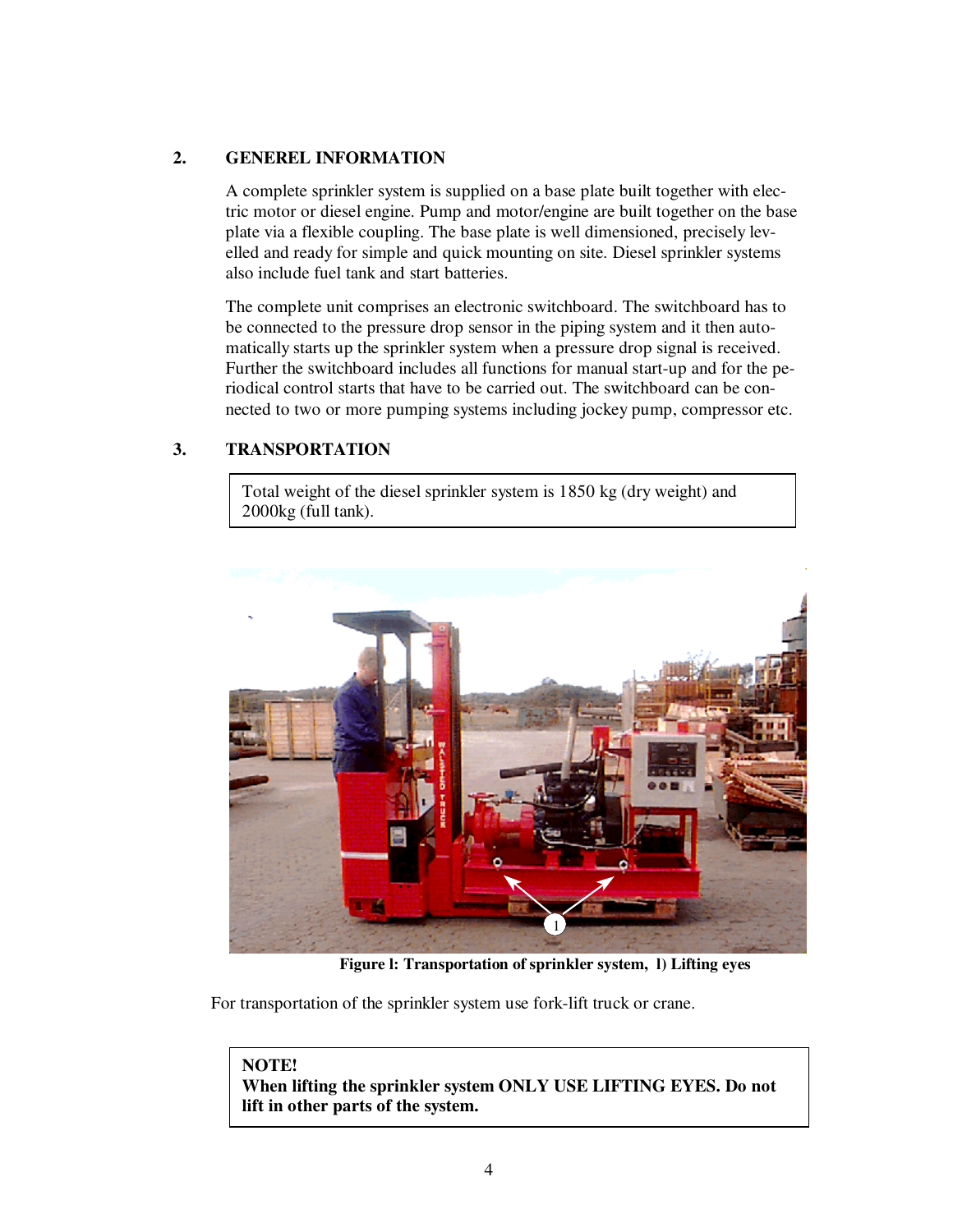## 2. GENEREL INFORMATION

A complete sprinkler system is supplied on a base plate built together with electric motor or diesel engine. Pump and motor/engine are built together on the base plate via a flexible coupling. The base plate is well dimensioned, precisely levelled and ready for simple and quick mounting on site. Diesel sprinkler systems also include fuel tank and start batteries.

The complete unit comprises an electronic switchboard. The switchboard has to be connected to the pressure drop sensor in the piping system and it then automatically starts up the sprinkler system when a pressure drop signal is received. Further the switchboard includes all functions for manual start-up and for the periodical control starts that have to be carried out. The switchboard can be connected to two or more pumping systems including jockey pump, compressor etc.

## 3. TRANSPORTATION

Total weight of the diesel sprinkler system is 1850 kg (dry weight) and 2000kg (full tank).

**Figure l: Transportation of sprinkler system, 1) Lifting eyes**

For transportation of the sprinkler system use fork-lift truck or crane.

**NOTE!**
**When lifting the sprinkler system ONLY USE LIFTING EYES. Do not lift in other parts of the system.**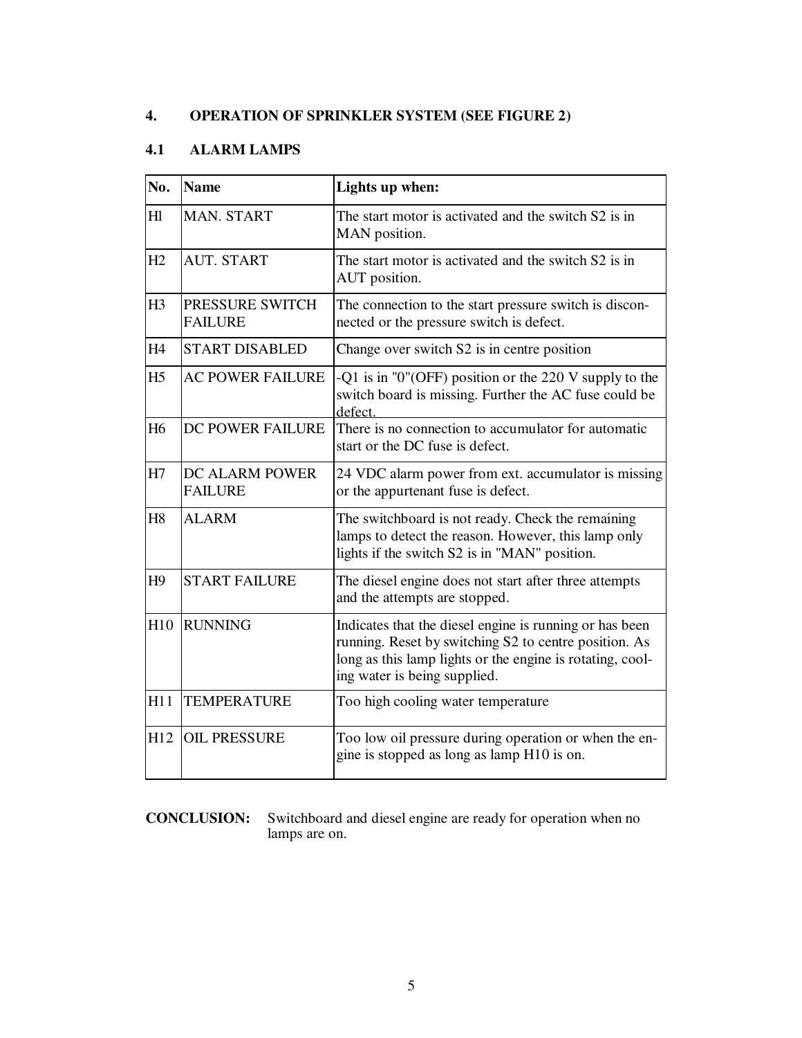## 4. OPERATION OF SPRINKLER SYSTEM (SEE FIGURE 2)

### 4.1 ALARM LAMPS

| No. | Name | Lights up when: |
|---|---|---|
| Hl | MAN. START | The start motor is activated and the switch S2 is in MAN position. |
| H2 | AUT. START | The start motor is activated and the switch S2 is in AUT position. |
| H3 | PRESSURE SWITCH FAILURE | The connection to the start pressure switch is disconnected or the pressure switch is defect. |
| H4 | START DISABLED | Change over switch S2 is in centre position |
| H5 | AC POWER FAILURE | -Q1 is in "0"(OFF) position or the 220 V supply to the switch board is missing. Further the AC fuse could be defect. |
| H6 | DC POWER FAILURE | There is no connection to accumulator for automatic start or the DC fuse is defect. |
| H7 | DC ALARM POWER FAILURE | 24 VDC alarm power from ext. accumulator is missing or the appurtenant fuse is defect. |
| H8 | ALARM | The switchboard is not ready. Check the remaining lamps to detect the reason. However, this lamp only lights if the switch S2 is in "MAN" position. |
| H9 | START FAILURE | The diesel engine does not start after three attempts and the attempts are stopped. |
| H10 | RUNNING | Indicates that the diesel engine is running or has been running. Reset by switching S2 to centre position. As long as this lamp lights or the engine is rotating, cooling water is being supplied. |
| H11 | TEMPERATURE | Too high cooling water temperature |
| H12 | OIL PRESSURE | Too low oil pressure during operation or when the engine is stopped as long as lamp H10 is on. |

**CONCLUSION:** Switchboard and diesel engine are ready for operation when no lamps are on.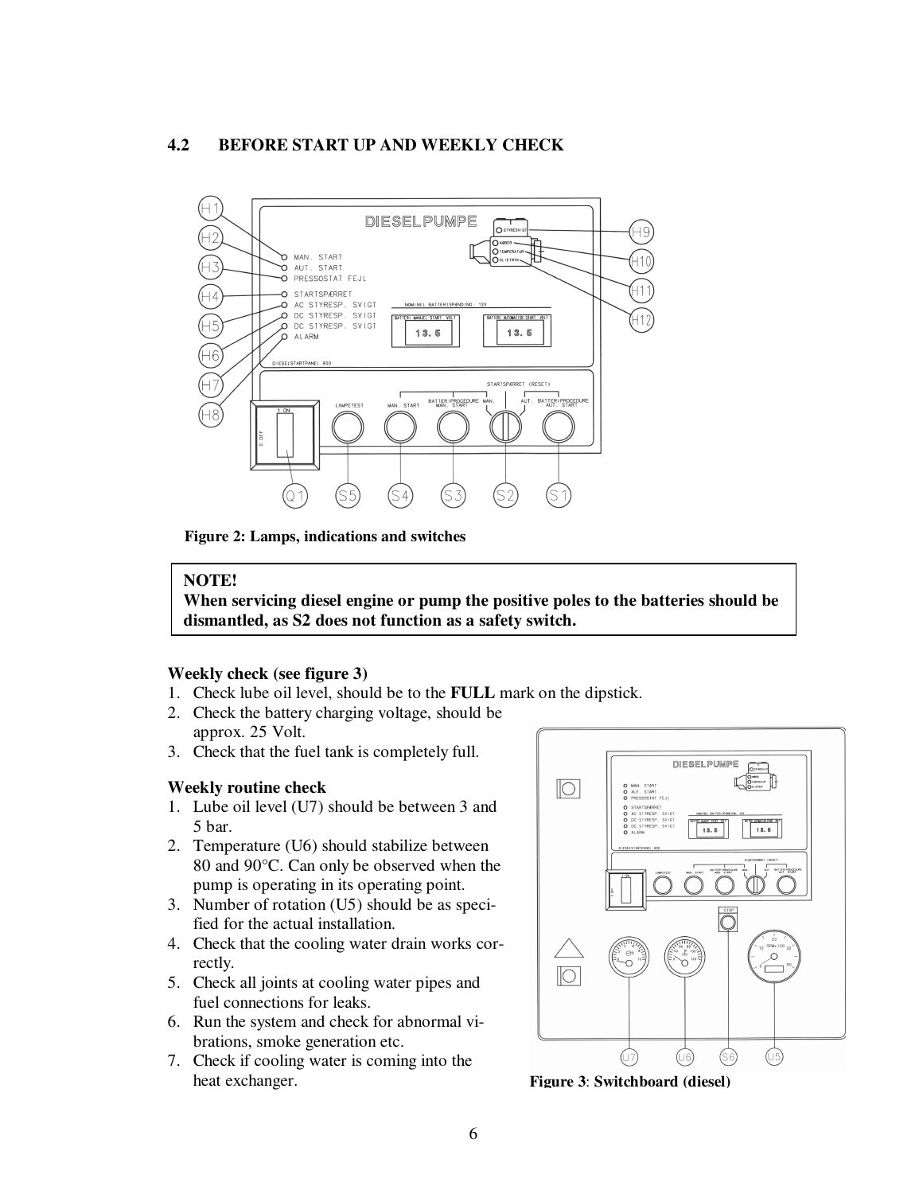## 4.2 BEFORE START UP AND WEEKLY CHECK

**Figure 2: Lamps, indications and switches**

> **NOTE!**
> **When servicing diesel engine or pump the positive poles to the batteries should be dismantled, as S2 does not function as a safety switch.**

**Weekly check (see figure 3)**

1. Check lube oil level, should be to the **FULL** mark on the dipstick.
2. Check the battery charging voltage, should be approx. 25 Volt.
3. Check that the fuel tank is completely full.

**Weekly routine check**

1. Lube oil level (U7) should be between 3 and 5 bar.
2. Temperature (U6) should stabilize between 80 and 90°C. Can only be observed when the pump is operating in its operating point.
3. Number of rotation (U5) should be as specified for the actual installation.
4. Check that the cooling water drain works correctly.
5. Check all joints at cooling water pipes and fuel connections for leaks.
6. Run the system and check for abnormal vibrations, smoke generation etc.
7. Check if cooling water is coming into the heat exchanger.

**Figure 3**: **Switchboard (diesel)**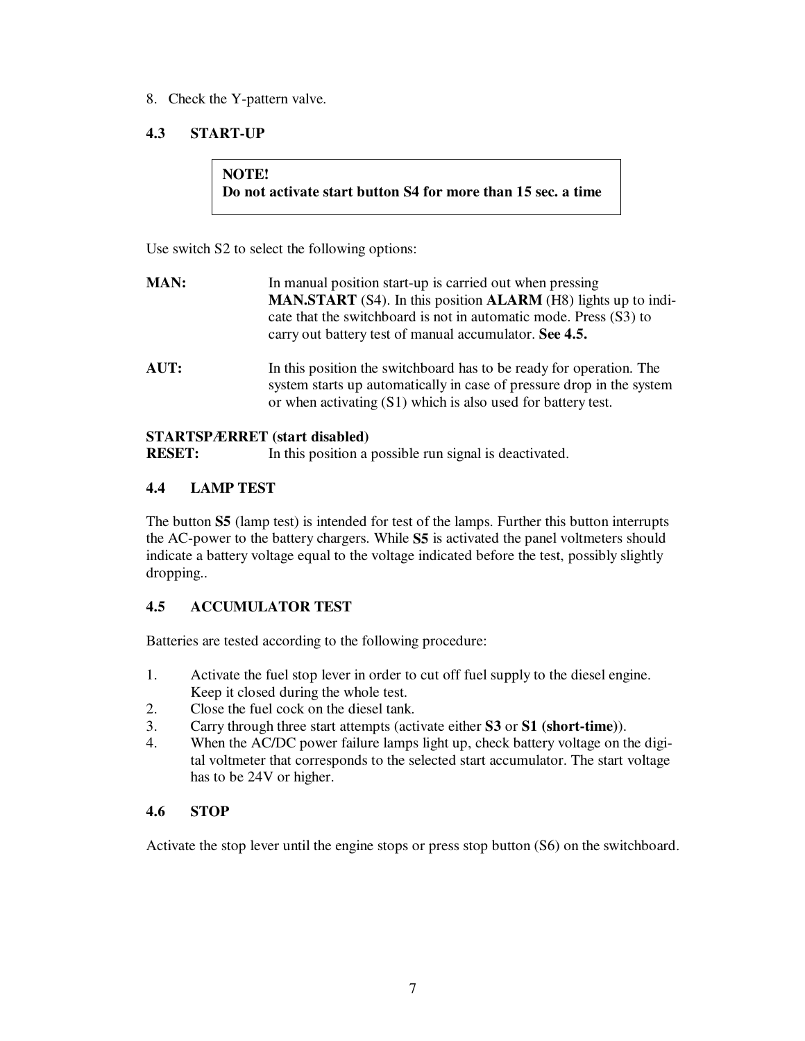8. Check the Y-pattern valve.

## 4.3 START-UP

> **NOTE!**
> **Do not activate start button S4 for more than 15 sec. a time**

Use switch S2 to select the following options:

**MAN:** In manual position start-up is carried out when pressing **MAN.START** (S4). In this position **ALARM** (H8) lights up to indicate that the switchboard is not in automatic mode. Press (S3) to carry out battery test of manual accumulator. **See 4.5.**

**AUT:** In this position the switchboard has to be ready for operation. The system starts up automatically in case of pressure drop in the system or when activating (S1) which is also used for battery test.

**STARTSPÆRRET (start disabled)**
**RESET:** In this position a possible run signal is deactivated.

## 4.4 LAMP TEST

The button **S5** (lamp test) is intended for test of the lamps. Further this button interrupts the AC-power to the battery chargers. While **S5** is activated the panel voltmeters should indicate a battery voltage equal to the voltage indicated before the test, possibly slightly dropping..

## 4.5 ACCUMULATOR TEST

Batteries are tested according to the following procedure:

1. Activate the fuel stop lever in order to cut off fuel supply to the diesel engine. Keep it closed during the whole test.
2. Close the fuel cock on the diesel tank.
3. Carry through three start attempts (activate either **S3** or **S1 (short-time)**).
4. When the AC/DC power failure lamps light up, check battery voltage on the digital voltmeter that corresponds to the selected start accumulator. The start voltage has to be 24V or higher.

## 4.6 STOP

Activate the stop lever until the engine stops or press stop button (S6) on the switchboard.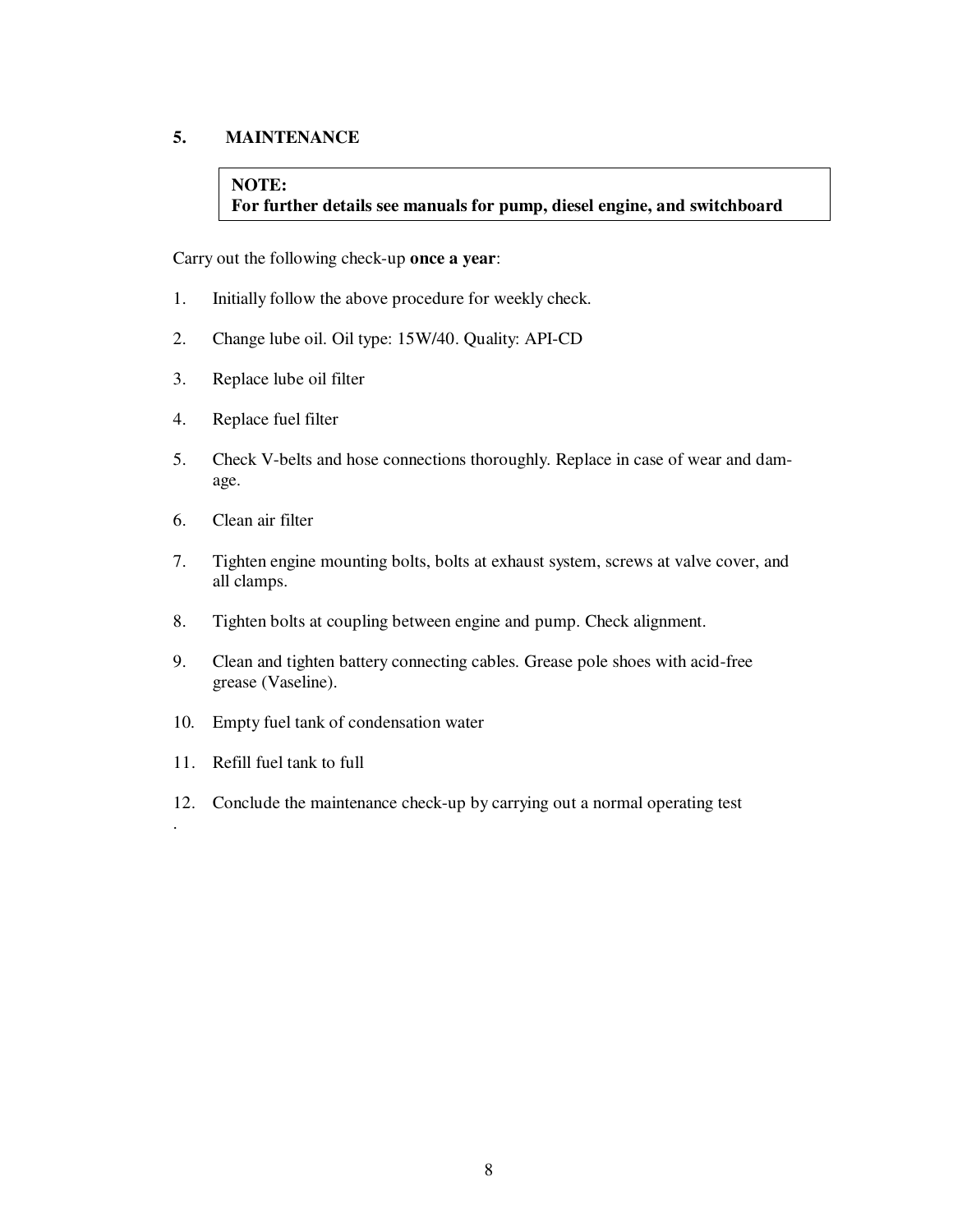## 5. MAINTENANCE

> **NOTE:**
> **For further details see manuals for pump, diesel engine, and switchboard**

Carry out the following check-up **once a year**:

1. Initially follow the above procedure for weekly check.
2. Change lube oil. Oil type: 15W/40. Quality: API-CD
3. Replace lube oil filter
4. Replace fuel filter
5. Check V-belts and hose connections thoroughly. Replace in case of wear and damage.
6. Clean air filter
7. Tighten engine mounting bolts, bolts at exhaust system, screws at valve cover, and all clamps.
8. Tighten bolts at coupling between engine and pump. Check alignment.
9. Clean and tighten battery connecting cables. Grease pole shoes with acid-free grease (Vaseline).
10. Empty fuel tank of condensation water
11. Refill fuel tank to full
12. Conclude the maintenance check-up by carrying out a normal operating test

.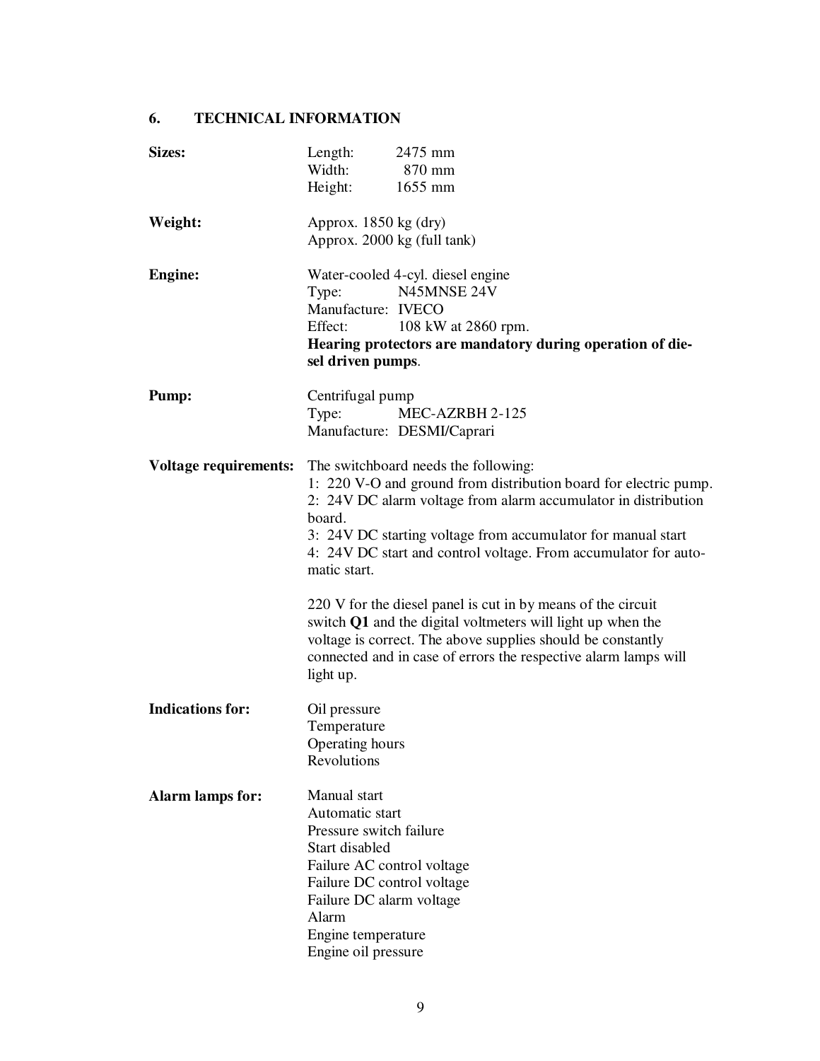## 6. TECHNICAL INFORMATION

| | |
|---|---|
| **Sizes:** | Length: 2475 mm<br>Width: 870 mm<br>Height: 1655 mm |
| **Weight:** | Approx. 1850 kg (dry)<br>Approx. 2000 kg (full tank) |
| **Engine:** | Water-cooled 4-cyl. diesel engine<br>Type: N45MNSE 24V<br>Manufacture: IVECO<br>Effect: 108 kW at 2860 rpm.<br>**Hearing protectors are mandatory during operation of diesel driven pumps**. |
| **Pump:** | Centrifugal pump<br>Type: MEC-AZRBH 2-125<br>Manufacture: DESMI/Caprari |
| **Voltage requirements:** | The switchboard needs the following:<br>1: 220 V-O and ground from distribution board for electric pump.<br>2: 24V DC alarm voltage from alarm accumulator in distribution board.<br>3: 24V DC starting voltage from accumulator for manual start<br>4: 24V DC start and control voltage. From accumulator for automatic start.<br><br>220 V for the diesel panel is cut in by means of the circuit switch **Q1** and the digital voltmeters will light up when the voltage is correct. The above supplies should be constantly connected and in case of errors the respective alarm lamps will light up. |
| **Indications for:** | Oil pressure<br>Temperature<br>Operating hours<br>Revolutions |
| **Alarm lamps for:** | Manual start<br>Automatic start<br>Pressure switch failure<br>Start disabled<br>Failure AC control voltage<br>Failure DC control voltage<br>Failure DC alarm voltage<br>Alarm<br>Engine temperature<br>Engine oil pressure |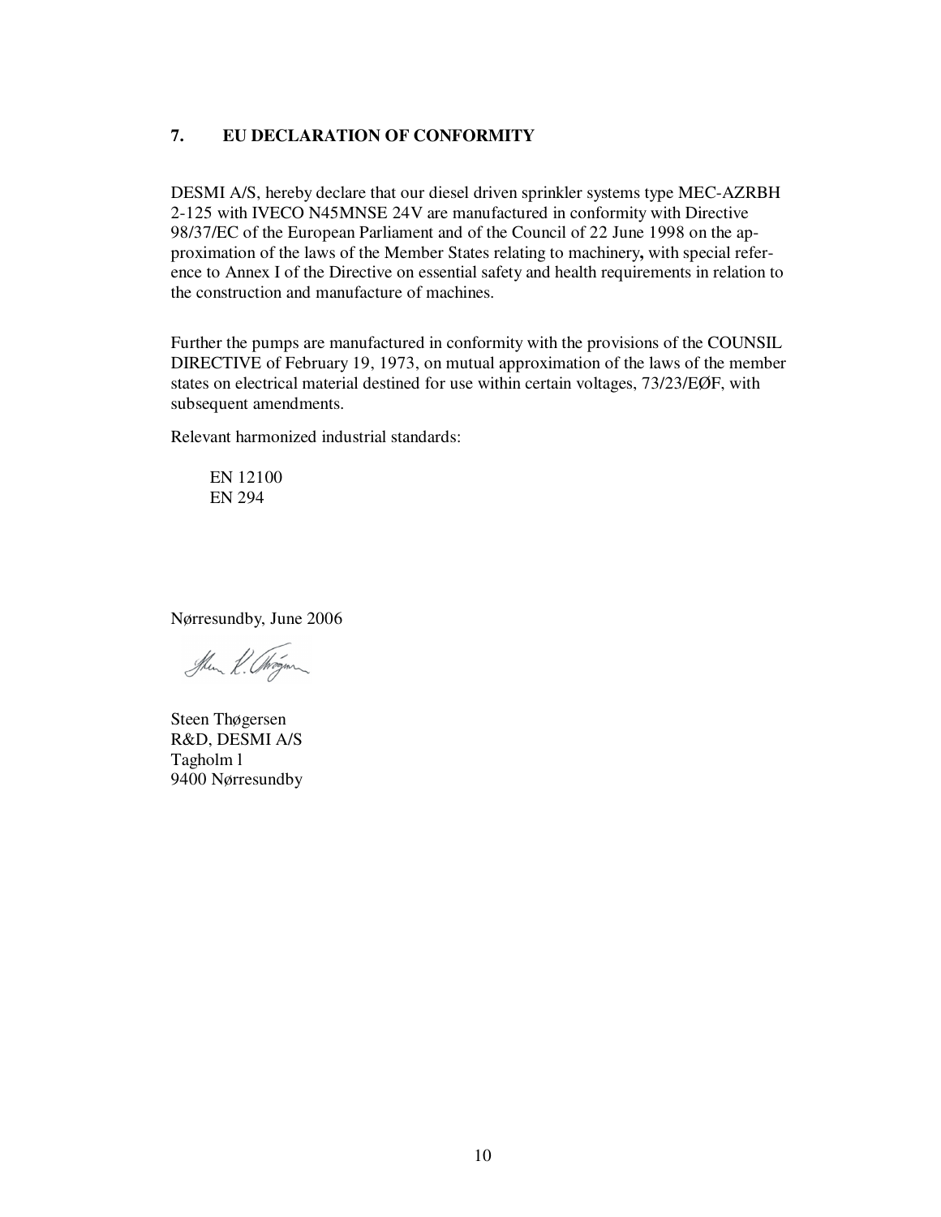## 7. EU DECLARATION OF CONFORMITY

DESMI A/S, hereby declare that our diesel driven sprinkler systems type MEC-AZRBH 2-125 with IVECO N45MNSE 24V are manufactured in conformity with Directive 98/37/EC of the European Parliament and of the Council of 22 June 1998 on the approximation of the laws of the Member States relating to machinery**,** with special reference to Annex I of the Directive on essential safety and health requirements in relation to the construction and manufacture of machines.

Further the pumps are manufactured in conformity with the provisions of the COUNSIL DIRECTIVE of February 19, 1973, on mutual approximation of the laws of the member states on electrical material destined for use within certain voltages, 73/23/EØF, with subsequent amendments.

Relevant harmonized industrial standards:

EN 12100
EN 294

Nørresundby, June 2006

Steen Thøgersen
R&D, DESMI A/S
Tagholm l
9400 Nørresundby